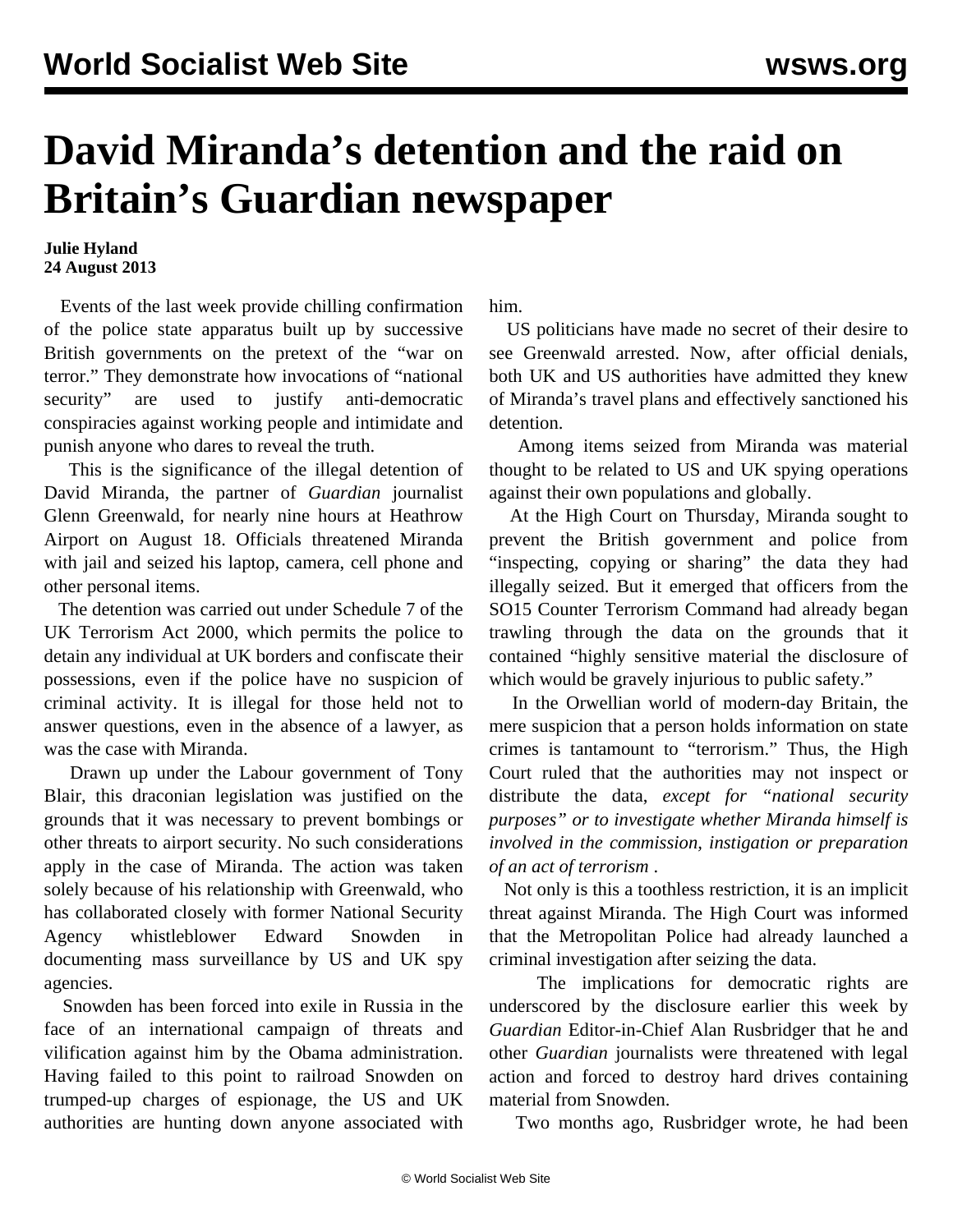# David Miranda's detention and the raid on Britain's Guardian newspaper

**Julie Hyland**
**24 August 2013**

Events of the last week provide chilling confirmation of the police state apparatus built up by successive British governments on the pretext of the "war on terror." They demonstrate how invocations of "national security" are used to justify anti-democratic conspiracies against working people and intimidate and punish anyone who dares to reveal the truth.

This is the significance of the illegal detention of David Miranda, the partner of *Guardian* journalist Glenn Greenwald, for nearly nine hours at Heathrow Airport on August 18. Officials threatened Miranda with jail and seized his laptop, camera, cell phone and other personal items.

The detention was carried out under Schedule 7 of the UK Terrorism Act 2000, which permits the police to detain any individual at UK borders and confiscate their possessions, even if the police have no suspicion of criminal activity. It is illegal for those held not to answer questions, even in the absence of a lawyer, as was the case with Miranda.

Drawn up under the Labour government of Tony Blair, this draconian legislation was justified on the grounds that it was necessary to prevent bombings or other threats to airport security. No such considerations apply in the case of Miranda. The action was taken solely because of his relationship with Greenwald, who has collaborated closely with former National Security Agency whistleblower Edward Snowden in documenting mass surveillance by US and UK spy agencies.

Snowden has been forced into exile in Russia in the face of an international campaign of threats and vilification against him by the Obama administration. Having failed to this point to railroad Snowden on trumped-up charges of espionage, the US and UK authorities are hunting down anyone associated with him.

US politicians have made no secret of their desire to see Greenwald arrested. Now, after official denials, both UK and US authorities have admitted they knew of Miranda's travel plans and effectively sanctioned his detention.

Among items seized from Miranda was material thought to be related to US and UK spying operations against their own populations and globally.

At the High Court on Thursday, Miranda sought to prevent the British government and police from "inspecting, copying or sharing" the data they had illegally seized. But it emerged that officers from the SO15 Counter Terrorism Command had already began trawling through the data on the grounds that it contained "highly sensitive material the disclosure of which would be gravely injurious to public safety."

In the Orwellian world of modern-day Britain, the mere suspicion that a person holds information on state crimes is tantamount to "terrorism." Thus, the High Court ruled that the authorities may not inspect or distribute the data, *except for "national security purposes" or to investigate whether Miranda himself is involved in the commission, instigation or preparation of an act of terrorism* .

Not only is this a toothless restriction, it is an implicit threat against Miranda. The High Court was informed that the Metropolitan Police had already launched a criminal investigation after seizing the data.

The implications for democratic rights are underscored by the disclosure earlier this week by *Guardian* Editor-in-Chief Alan Rusbridger that he and other *Guardian* journalists were threatened with legal action and forced to destroy hard drives containing material from Snowden.

Two months ago, Rusbridger wrote, he had been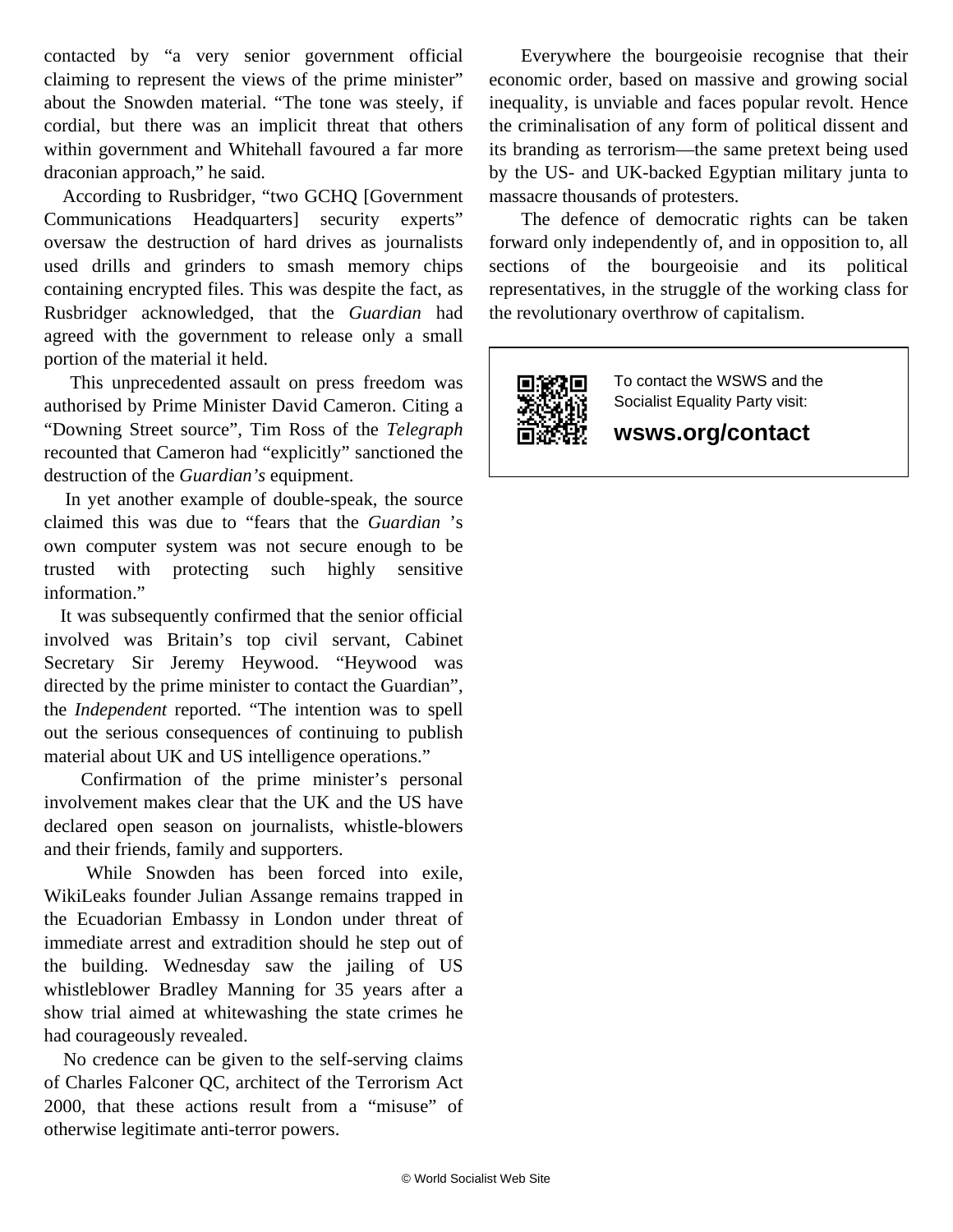contacted by “a very senior government official claiming to represent the views of the prime minister” about the Snowden material. “The tone was steely, if cordial, but there was an implicit threat that others within government and Whitehall favoured a far more draconian approach,” he said.

According to Rusbridger, “two GCHQ [Government Communications Headquarters] security experts” oversaw the destruction of hard drives as journalists used drills and grinders to smash memory chips containing encrypted files. This was despite the fact, as Rusbridger acknowledged, that the *Guardian* had agreed with the government to release only a small portion of the material it held.

This unprecedented assault on press freedom was authorised by Prime Minister David Cameron. Citing a “Downing Street source”, Tim Ross of the *Telegraph* recounted that Cameron had “explicitly” sanctioned the destruction of the *Guardian’s* equipment.

In yet another example of double-speak, the source claimed this was due to “fears that the *Guardian* ’s own computer system was not secure enough to be trusted with protecting such highly sensitive information.”

It was subsequently confirmed that the senior official involved was Britain’s top civil servant, Cabinet Secretary Sir Jeremy Heywood. “Heywood was directed by the prime minister to contact the Guardian”, the *Independent* reported. “The intention was to spell out the serious consequences of continuing to publish material about UK and US intelligence operations.”

Confirmation of the prime minister’s personal involvement makes clear that the UK and the US have declared open season on journalists, whistle-blowers and their friends, family and supporters.

While Snowden has been forced into exile, WikiLeaks founder Julian Assange remains trapped in the Ecuadorian Embassy in London under threat of immediate arrest and extradition should he step out of the building. Wednesday saw the jailing of US whistleblower Bradley Manning for 35 years after a show trial aimed at whitewashing the state crimes he had courageously revealed.

No credence can be given to the self-serving claims of Charles Falconer QC, architect of the Terrorism Act 2000, that these actions result from a “misuse” of otherwise legitimate anti-terror powers.

Everywhere the bourgeoisie recognise that their economic order, based on massive and growing social inequality, is unviable and faces popular revolt. Hence the criminalisation of any form of political dissent and its branding as terrorism—the same pretext being used by the US- and UK-backed Egyptian military junta to massacre thousands of protesters.

The defence of democratic rights can be taken forward only independently of, and in opposition to, all sections of the bourgeoisie and its political representatives, in the struggle of the working class for the revolutionary overthrow of capitalism.

To contact the WSWS and the Socialist Equality Party visit:

**wsws.org/contact**